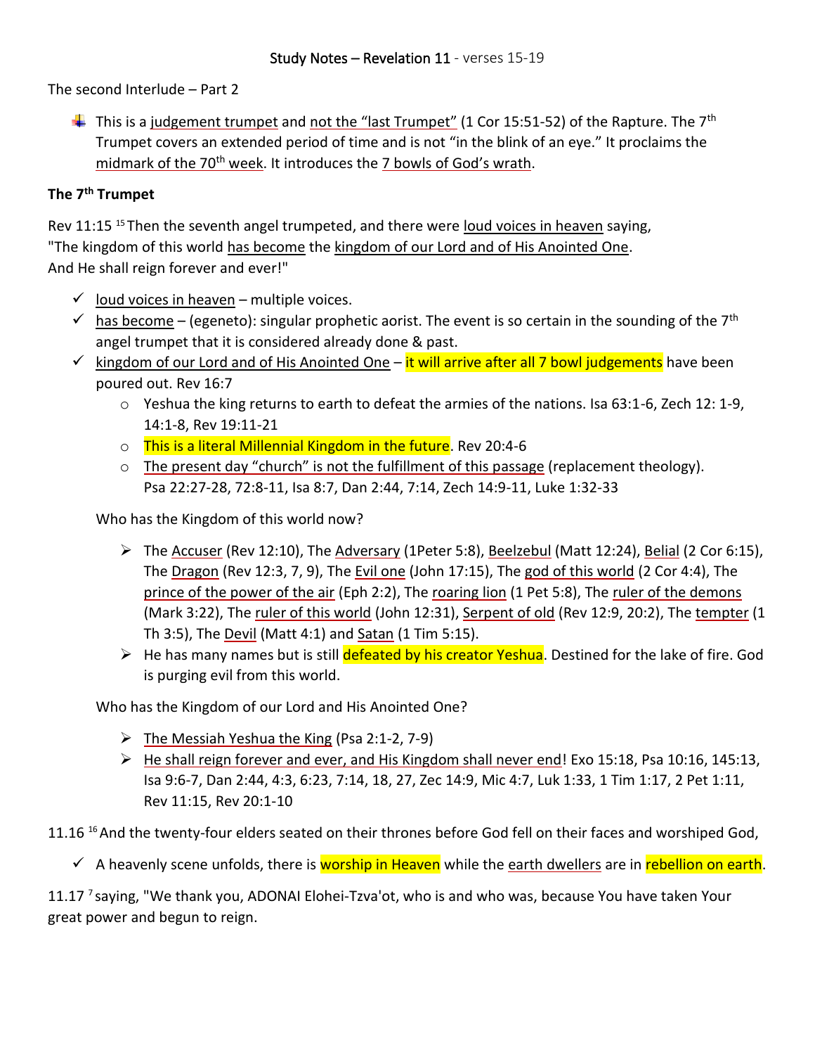Study Notes – Revelation 11 - verses 15-19

The second Interlude – Part 2

- This is a judgement trumpet and not the "last Trumpet" (1 Cor 15:51-52) of the Rapture. The 7th Trumpet covers an extended period of time and is not "in the blink of an eye." It proclaims the midmark of the 70th week. It introduces the 7 bowls of God's wrath.

**The 7th Trumpet**

Rev 11:15 [15] Then the seventh angel trumpeted, and there were loud voices in heaven saying,
"The kingdom of this world has become the kingdom of our Lord and of His Anointed One.
And He shall reign forever and ever!"

- ✓ loud voices in heaven – multiple voices.
- ✓ has become – (egeneto): singular prophetic aorist. The event is so certain in the sounding of the 7th angel trumpet that it is considered already done & past.
- ✓ kingdom of our Lord and of His Anointed One – it will arrive after all 7 bowl judgements have been poured out. Rev 16:7
  - Yeshua the king returns to earth to defeat the armies of the nations. Isa 63:1-6, Zech 12: 1-9, 14:1-8, Rev 19:11-21
  - This is a literal Millennial Kingdom in the future. Rev 20:4-6
  - The present day "church" is not the fulfillment of this passage (replacement theology). Psa 22:27-28, 72:8-11, Isa 8:7, Dan 2:44, 7:14, Zech 14:9-11, Luke 1:32-33

  Who has the Kingdom of this world now?

  - The Accuser (Rev 12:10), The Adversary (1Peter 5:8), Beelzebul (Matt 12:24), Belial (2 Cor 6:15), The Dragon (Rev 12:3, 7, 9), The Evil one (John 17:15), The god of this world (2 Cor 4:4), The prince of the power of the air (Eph 2:2), The roaring lion (1 Pet 5:8), The ruler of the demons (Mark 3:22), The ruler of this world (John 12:31), Serpent of old (Rev 12:9, 20:2), The tempter (1 Th 3:5), The Devil (Matt 4:1) and Satan (1 Tim 5:15).
  - He has many names but is still defeated by his creator Yeshua. Destined for the lake of fire. God is purging evil from this world.

  Who has the Kingdom of our Lord and His Anointed One?

  - The Messiah Yeshua the King (Psa 2:1-2, 7-9)
  - He shall reign forever and ever, and His Kingdom shall never end! Exo 15:18, Psa 10:16, 145:13, Isa 9:6-7, Dan 2:44, 4:3, 6:23, 7:14, 18, 27, Zec 14:9, Mic 4:7, Luk 1:33, 1 Tim 1:17, 2 Pet 1:11, Rev 11:15, Rev 20:1-10

11.16 [16] And the twenty-four elders seated on their thrones before God fell on their faces and worshiped God,

- ✓ A heavenly scene unfolds, there is worship in Heaven while the earth dwellers are in rebellion on earth.

11.17 [7] saying, "We thank you, ADONAI Elohei-Tzva'ot, who is and who was, because You have taken Your great power and begun to reign.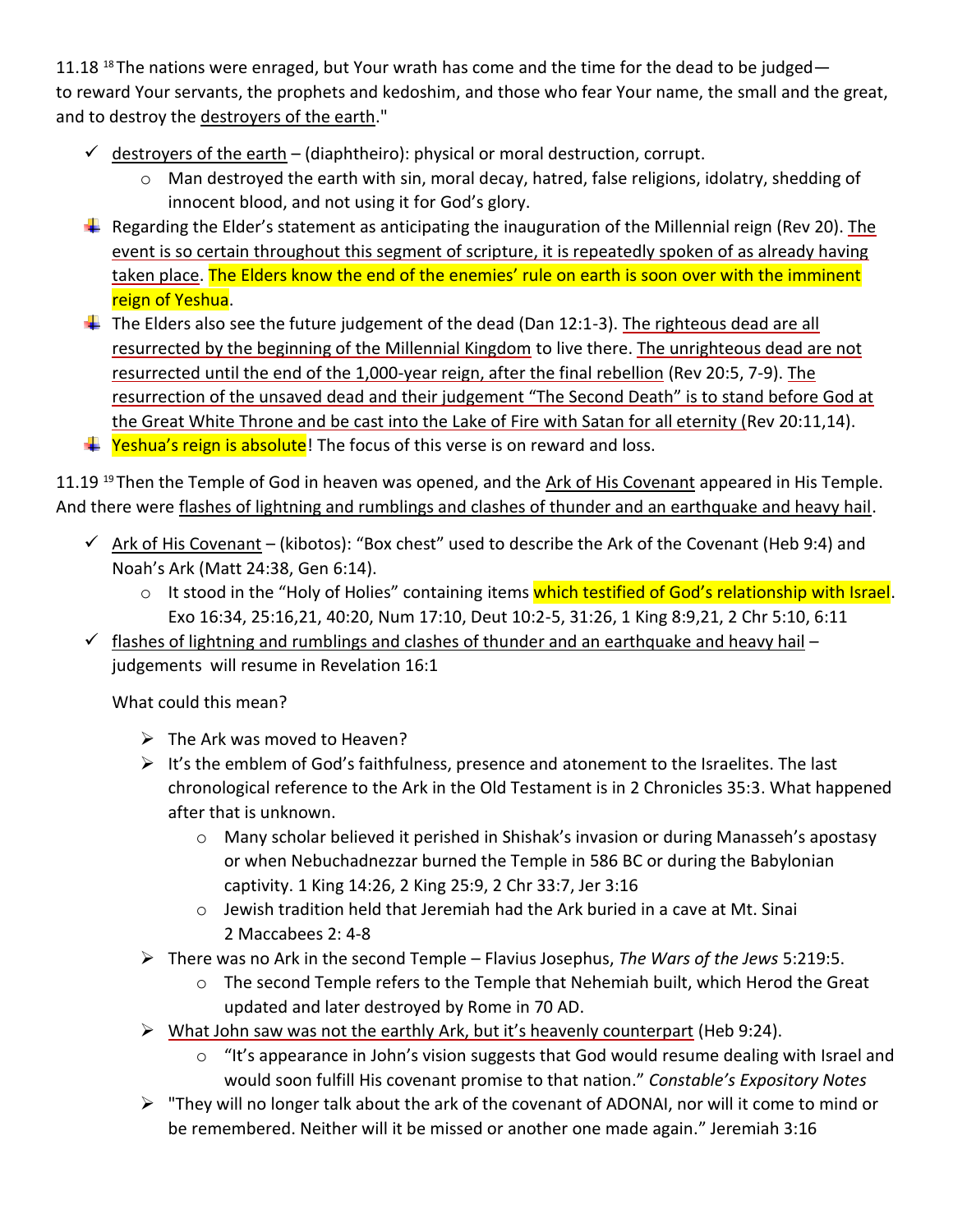11.18 [18] The nations were enraged, but Your wrath has come and the time for the dead to be judged—to reward Your servants, the prophets and kedoshim, and those who fear Your name, the small and the great, and to destroy the destroyers of the earth."

- ✓ destroyers of the earth – (diaphtheiro): physical or moral destruction, corrupt.
  - Man destroyed the earth with sin, moral decay, hatred, false religions, idolatry, shedding of innocent blood, and not using it for God's glory.
- Regarding the Elder's statement as anticipating the inauguration of the Millennial reign (Rev 20). The event is so certain throughout this segment of scripture, it is repeatedly spoken of as already having taken place. The Elders know the end of the enemies' rule on earth is soon over with the imminent reign of Yeshua.
- The Elders also see the future judgement of the dead (Dan 12:1-3). The righteous dead are all resurrected by the beginning of the Millennial Kingdom to live there. The unrighteous dead are not resurrected until the end of the 1,000-year reign, after the final rebellion (Rev 20:5, 7-9). The resurrection of the unsaved dead and their judgement "The Second Death" is to stand before God at the Great White Throne and be cast into the Lake of Fire with Satan for all eternity (Rev 20:11,14).
- Yeshua's reign is absolute! The focus of this verse is on reward and loss.

11.19 [19] Then the Temple of God in heaven was opened, and the Ark of His Covenant appeared in His Temple. And there were flashes of lightning and rumblings and clashes of thunder and an earthquake and heavy hail.

- ✓ Ark of His Covenant – (kibotos): "Box chest" used to describe the Ark of the Covenant (Heb 9:4) and Noah's Ark (Matt 24:38, Gen 6:14).
  - It stood in the "Holy of Holies" containing items which testified of God's relationship with Israel. Exo 16:34, 25:16,21, 40:20, Num 17:10, Deut 10:2-5, 31:26, 1 King 8:9,21, 2 Chr 5:10, 6:11
- ✓ flashes of lightning and rumblings and clashes of thunder and an earthquake and heavy hail – judgements will resume in Revelation 16:1

  What could this mean?

  - ➢ The Ark was moved to Heaven?
  - ➢ It's the emblem of God's faithfulness, presence and atonement to the Israelites. The last chronological reference to the Ark in the Old Testament is in 2 Chronicles 35:3. What happened after that is unknown.
    - Many scholar believed it perished in Shishak's invasion or during Manasseh's apostasy or when Nebuchadnezzar burned the Temple in 586 BC or during the Babylonian captivity. 1 King 14:26, 2 King 25:9, 2 Chr 33:7, Jer 3:16
    - Jewish tradition held that Jeremiah had the Ark buried in a cave at Mt. Sinai 2 Maccabees 2: 4-8
  - ➢ There was no Ark in the second Temple – Flavius Josephus, *The Wars of the Jews* 5:219:5.
    - The second Temple refers to the Temple that Nehemiah built, which Herod the Great updated and later destroyed by Rome in 70 AD.
  - ➢ What John saw was not the earthly Ark, but it's heavenly counterpart (Heb 9:24).
    - "It's appearance in John's vision suggests that God would resume dealing with Israel and would soon fulfill His covenant promise to that nation." *Constable's Expository Notes*
  - ➢ "They will no longer talk about the ark of the covenant of ADONAI, nor will it come to mind or be remembered. Neither will it be missed or another one made again." Jeremiah 3:16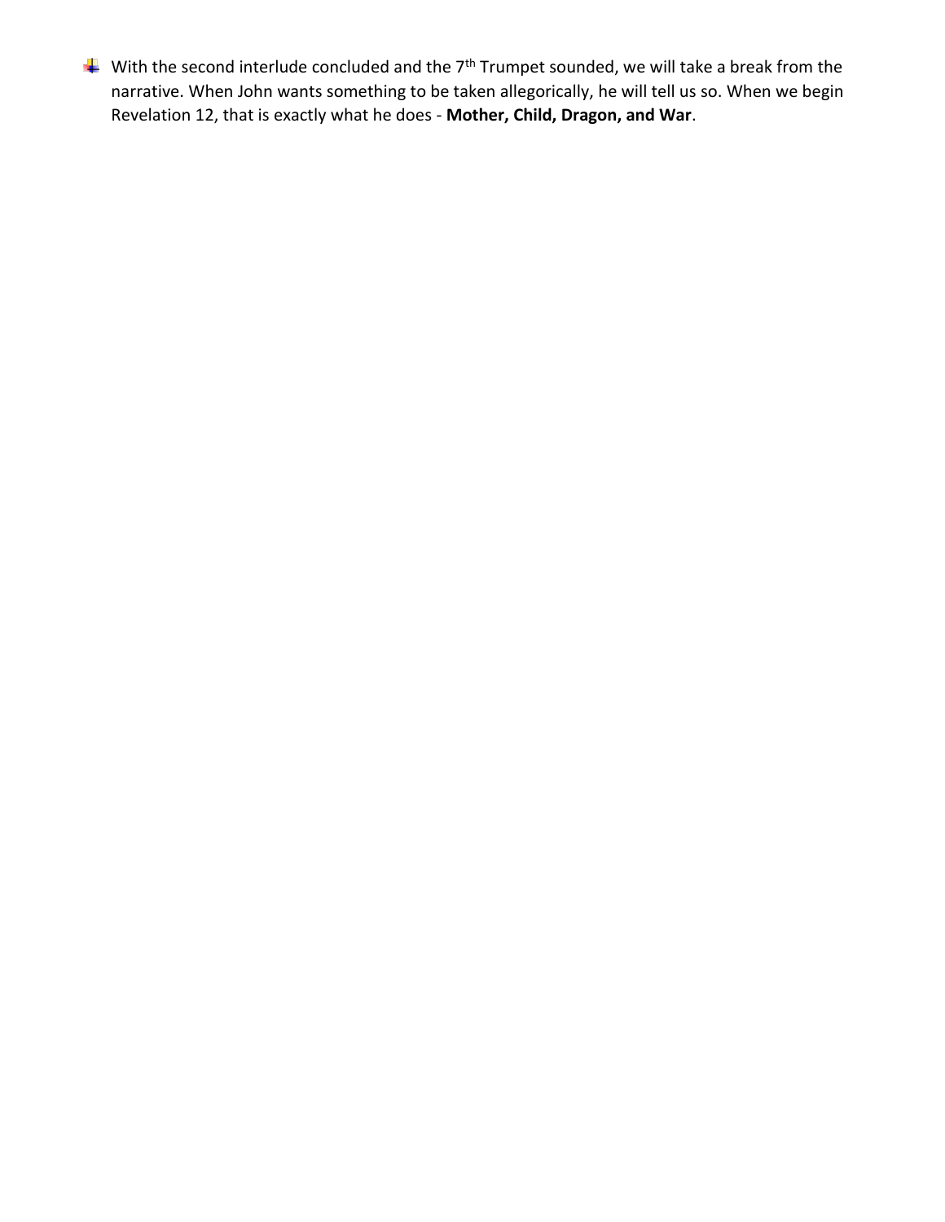- With the second interlude concluded and the 7th Trumpet sounded, we will take a break from the narrative. When John wants something to be taken allegorically, he will tell us so. When we begin Revelation 12, that is exactly what he does - **Mother, Child, Dragon, and War**.